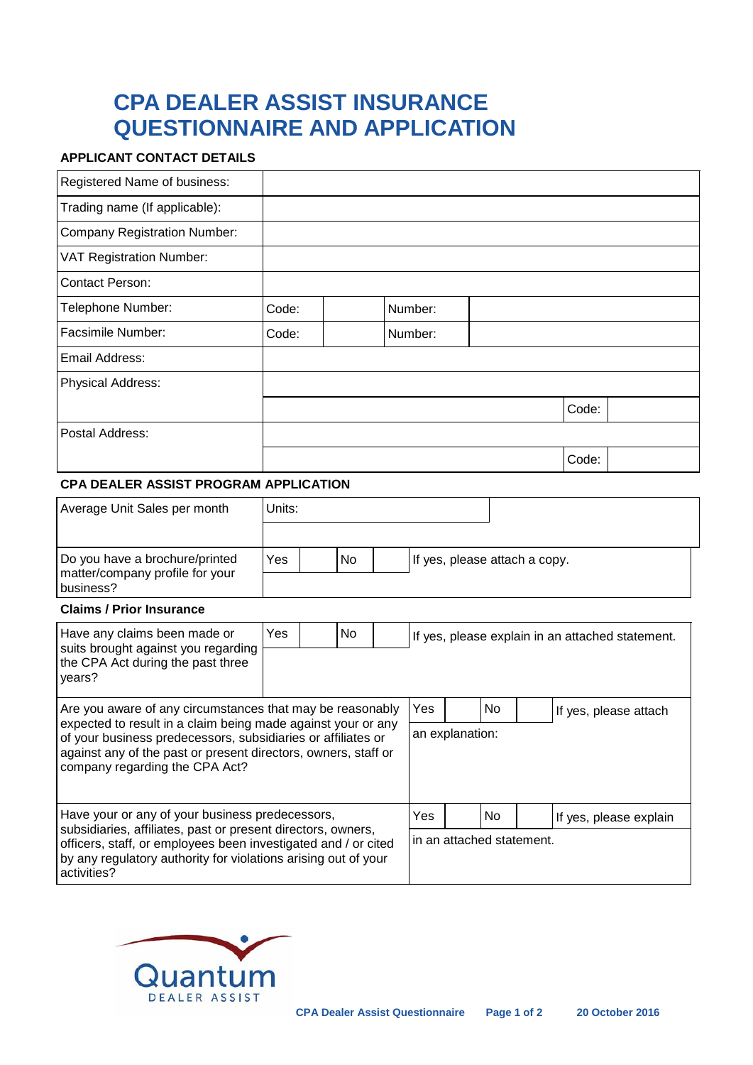# CPA DEALER ASSIST INSURANCE QUESTIONNAIRE AND APPLICATION

### APPLICANT CONTACT DETAILS

| | | | | | | |
|---|---|---|---|---|---|---|
| Registered Name of business: | | | | | | |
| Trading name (If applicable): | | | | | | |
| Company Registration Number: | | | | | | |
| VAT Registration Number: | | | | | | |
| Contact Person: | | | | | | |
| Telephone Number: | Code: | | Number: | | | |
| Facsimile Number: | Code: | | Number: | | | |
| Email Address: | | | | | | |
| Physical Address: | | | | | | |
| | | | | | Code: | |
| Postal Address: | | | | | | |
| | | | | | Code: | |

### CPA DEALER ASSIST PROGRAM APPLICATION

| | | | | | |
|---|---|---|---|---|---|
| Average Unit Sales per month | Units: | | | | |
| Do you have a brochure/printed matter/company profile for your business? | Yes | | No | | If yes, please attach a copy. |

### Claims / Prior Insurance

| | | | | | |
|---|---|---|---|---|---|
| Have any claims been made or suits brought against you regarding the CPA Act during the past three years? | Yes | | No | | If yes, please explain in an attached statement. |
| Are you aware of any circumstances that may be reasonably expected to result in a claim being made against your or any of your business predecessors, subsidiaries or affiliates or against any of the past or present directors, owners, staff or company regarding the CPA Act? | Yes | | No | | If yes, please attach an explanation: |
| Have your or any of your business predecessors, subsidiaries, affiliates, past or present directors, owners, officers, staff, or employees been investigated and / or cited by any regulatory authority for violations arising out of your activities? | Yes | | No | | If yes, please explain in an attached statement. |

Quantum DEALER ASSIST

CPA Dealer Assist Questionnaire 20 October 2016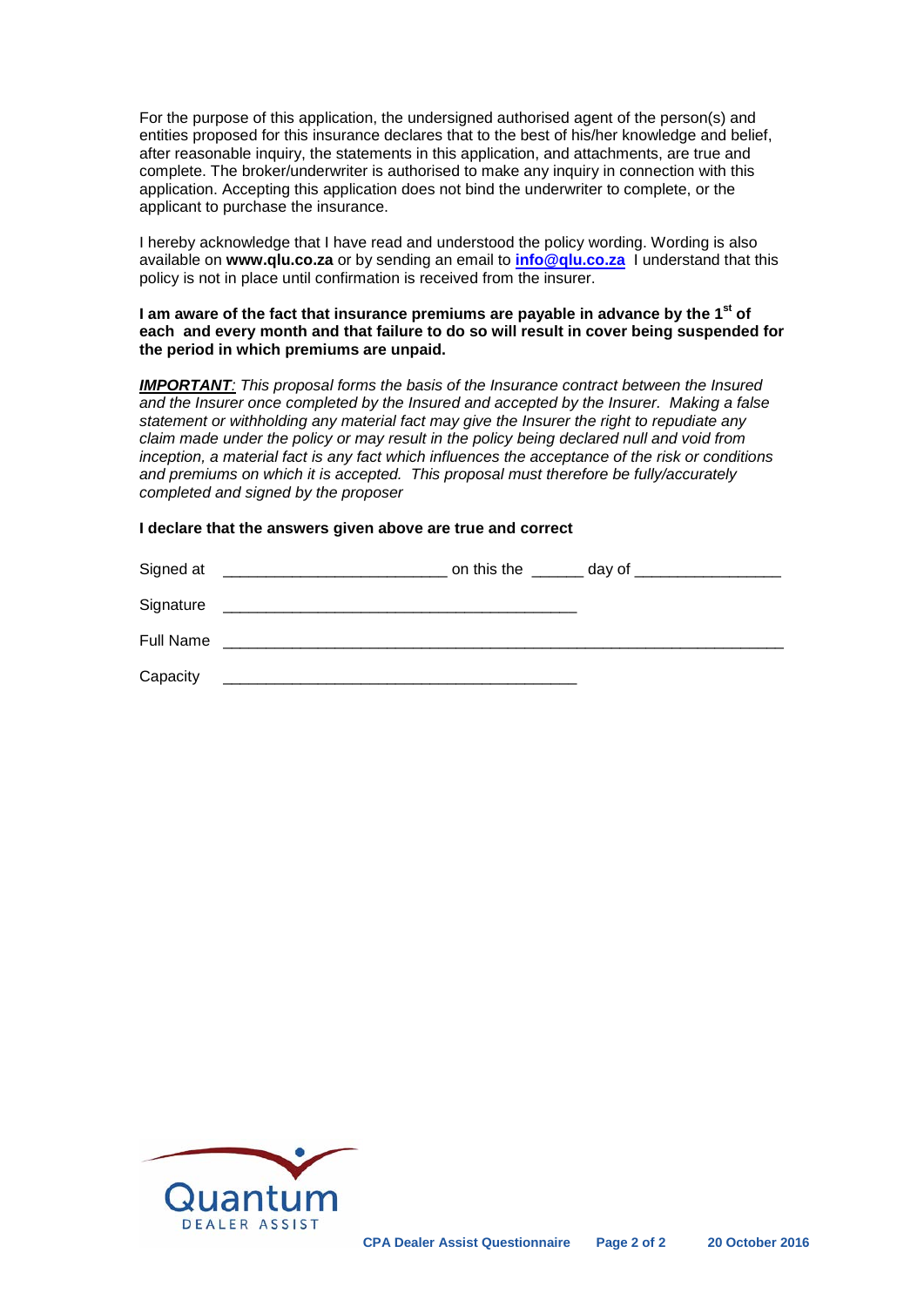For the purpose of this application, the undersigned authorised agent of the person(s) and entities proposed for this insurance declares that to the best of his/her knowledge and belief, after reasonable inquiry, the statements in this application, and attachments, are true and complete. The broker/underwriter is authorised to make any inquiry in connection with this application. Accepting this application does not bind the underwriter to complete, or the applicant to purchase the insurance.

I hereby acknowledge that I have read and understood the policy wording. Wording is also available on **www.qlu.co.za** or by sending an email to **info@qlu.co.za** I understand that this policy is not in place until confirmation is received from the insurer.

**I am aware of the fact that insurance premiums are payable in advance by the 1st of each and every month and that failure to do so will result in cover being suspended for the period in which premiums are unpaid.**

***IMPORTANT**: This proposal forms the basis of the Insurance contract between the Insured and the Insurer once completed by the Insured and accepted by the Insurer. Making a false statement or withholding any material fact may give the Insurer the right to repudiate any claim made under the policy or may result in the policy being declared null and void from inception, a material fact is any fact which influences the acceptance of the risk or conditions and premiums on which it is accepted. This proposal must therefore be fully/accurately completed and signed by the proposer*

**I declare that the answers given above are true and correct**

Signed at __________________________ on this the ______ day of _________________

Signature __________________________________________

Full Name ___________________________________________________________________

Capacity __________________________________________

Quantum DEALER ASSIST

CPA Dealer Assist Questionnaire 20 October 2016